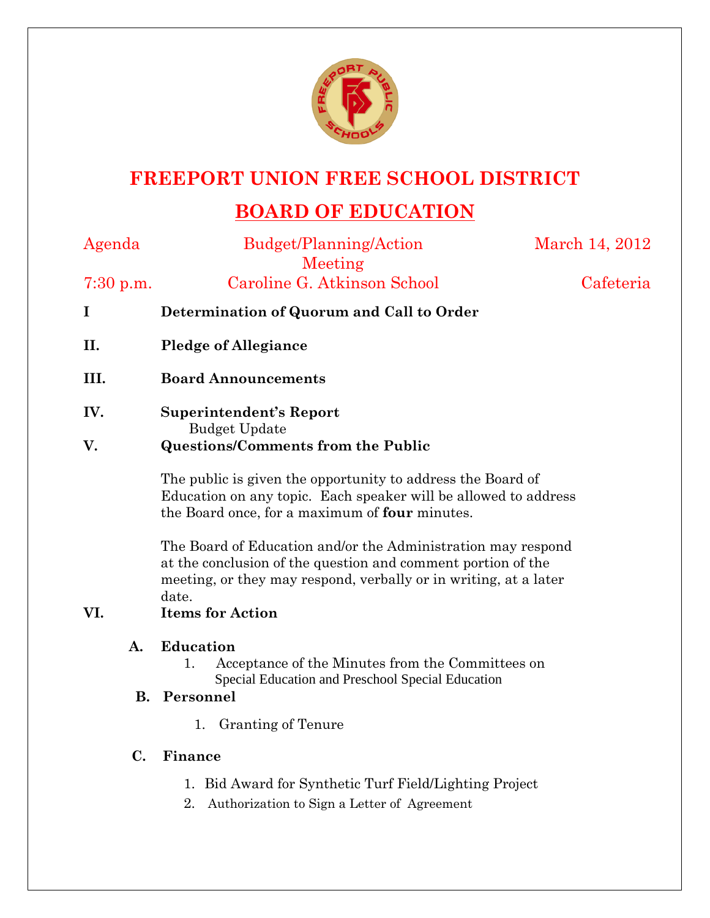# FREEPORT UNION FREE SCHOOL DISTRICT

## BOARD OF EDUCATION

Agenda | Budget/Planning/Action Meeting | March 14, 2012

7:30 p.m. | Caroline G. Atkinson School | Cafeteria

**I Determination of Quorum and Call to Order**

**II. Pledge of Allegiance**

**III. Board Announcements**

**IV. Superintendent's Report**

Budget Update

**V. Questions/Comments from the Public**

The public is given the opportunity to address the Board of Education on any topic. Each speaker will be allowed to address the Board once, for a maximum of **four** minutes.

The Board of Education and/or the Administration may respond at the conclusion of the question and comment portion of the meeting, or they may respond, verbally or in writing, at a later date.

**VI. Items for Action**

**A. Education**

1. Acceptance of the Minutes from the Committees on Special Education and Preschool Special Education

**B. Personnel**

1. Granting of Tenure

**C. Finance**

1. Bid Award for Synthetic Turf Field/Lighting Project
2. Authorization to Sign a Letter of Agreement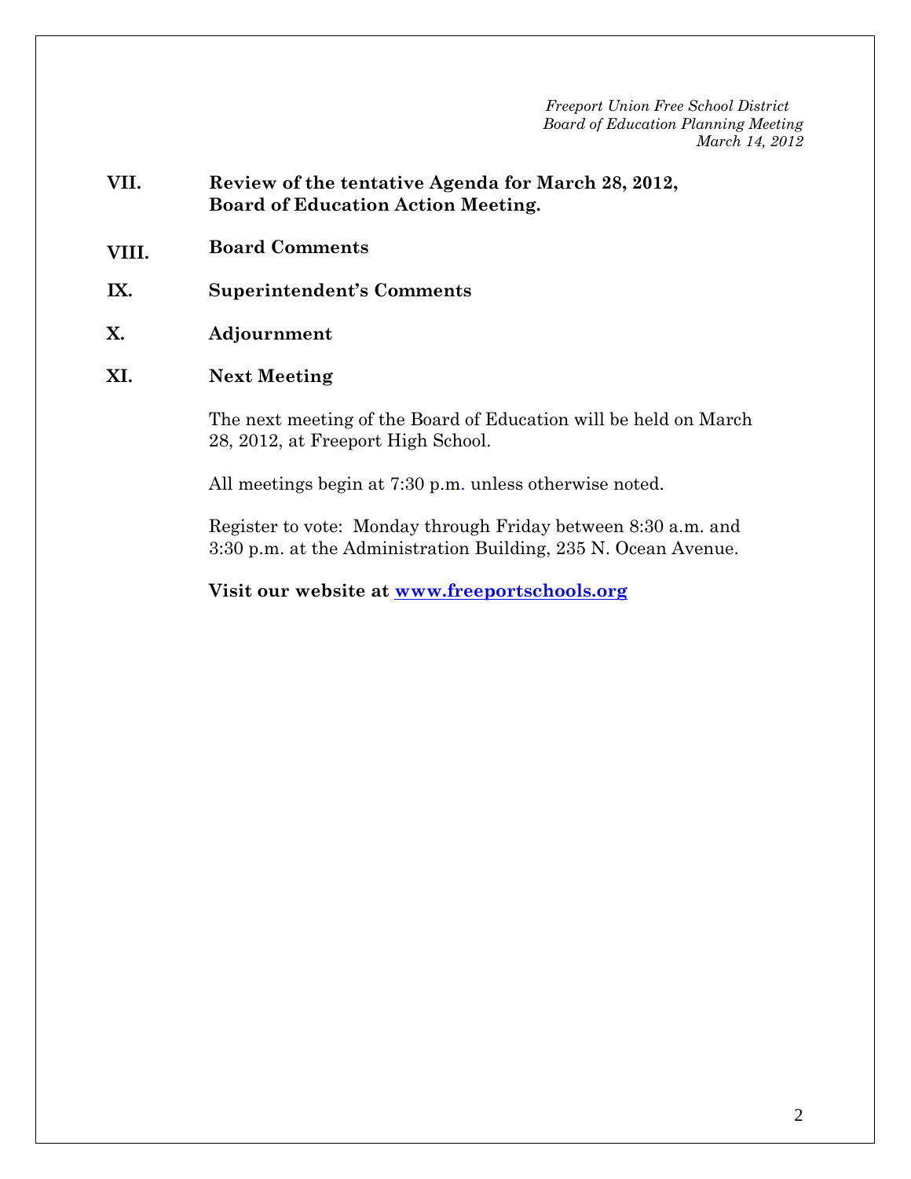*Freeport Union Free School District*
*Board of Education Planning Meeting*
*March 14, 2012*

**VII. Review of the tentative Agenda for March 28, 2012, Board of Education Action Meeting.**

**VIII. Board Comments**

**IX. Superintendent's Comments**

**X. Adjournment**

**XI. Next Meeting**

The next meeting of the Board of Education will be held on March 28, 2012, at Freeport High School.

All meetings begin at 7:30 p.m. unless otherwise noted.

Register to vote: Monday through Friday between 8:30 a.m. and 3:30 p.m. at the Administration Building, 235 N. Ocean Avenue.

**Visit our website at [www.freeportschools.org](http://www.freeportschools.org)**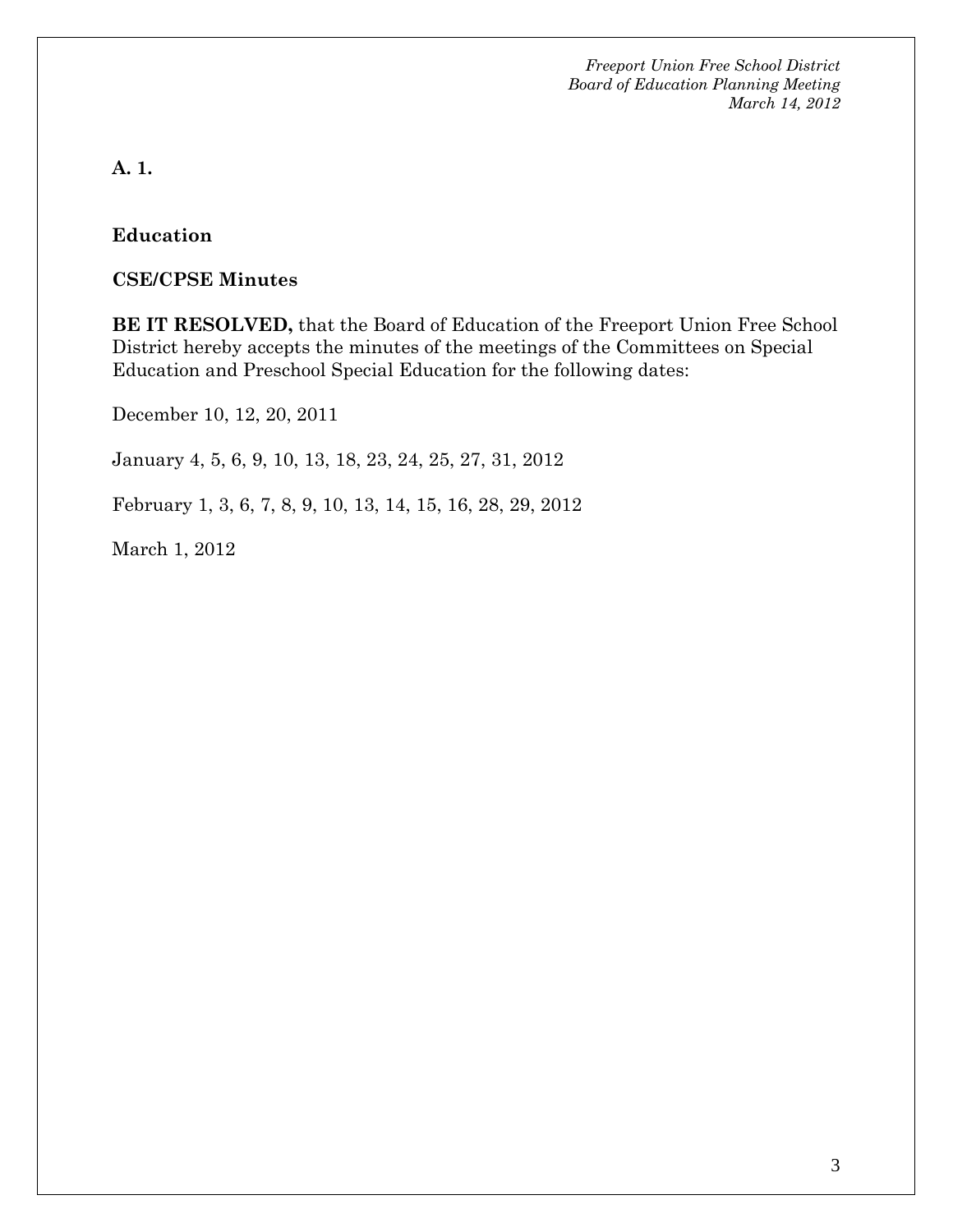**A. 1.**

**Education**

**CSE/CPSE Minutes**

**BE IT RESOLVED,** that the Board of Education of the Freeport Union Free School District hereby accepts the minutes of the meetings of the Committees on Special Education and Preschool Special Education for the following dates:

December 10, 12, 20, 2011

January 4, 5, 6, 9, 10, 13, 18, 23, 24, 25, 27, 31, 2012

February 1, 3, 6, 7, 8, 9, 10, 13, 14, 15, 16, 28, 29, 2012

March 1, 2012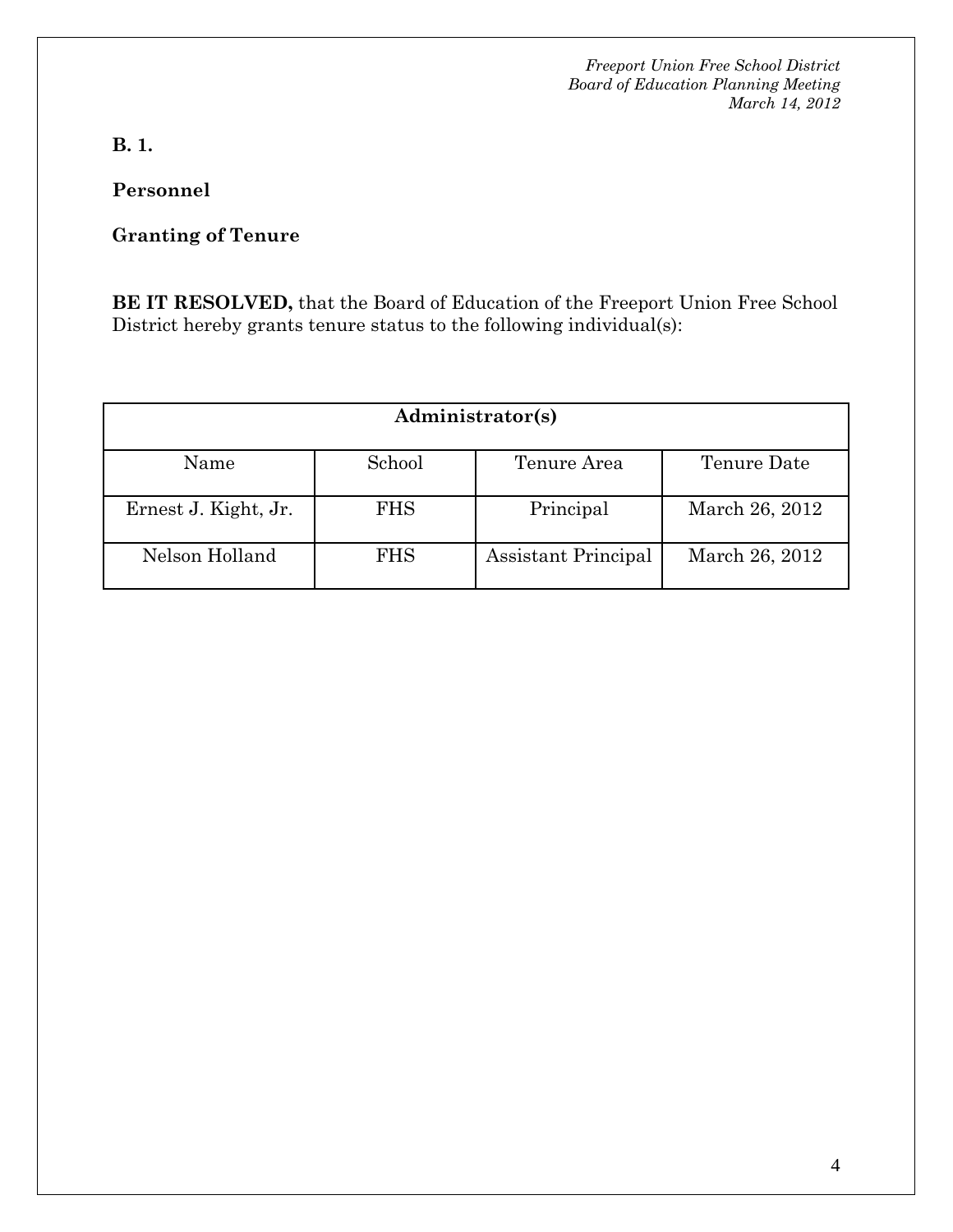**B. 1.**

**Personnel**

**Granting of Tenure**

**BE IT RESOLVED,** that the Board of Education of the Freeport Union Free School District hereby grants tenure status to the following individual(s):

| **Administrator(s)** | | | |
|---|---|---|---|
| Name | School | Tenure Area | Tenure Date |
| Ernest J. Kight, Jr. | FHS | Principal | March 26, 2012 |
| Nelson Holland | FHS | Assistant Principal | March 26, 2012 |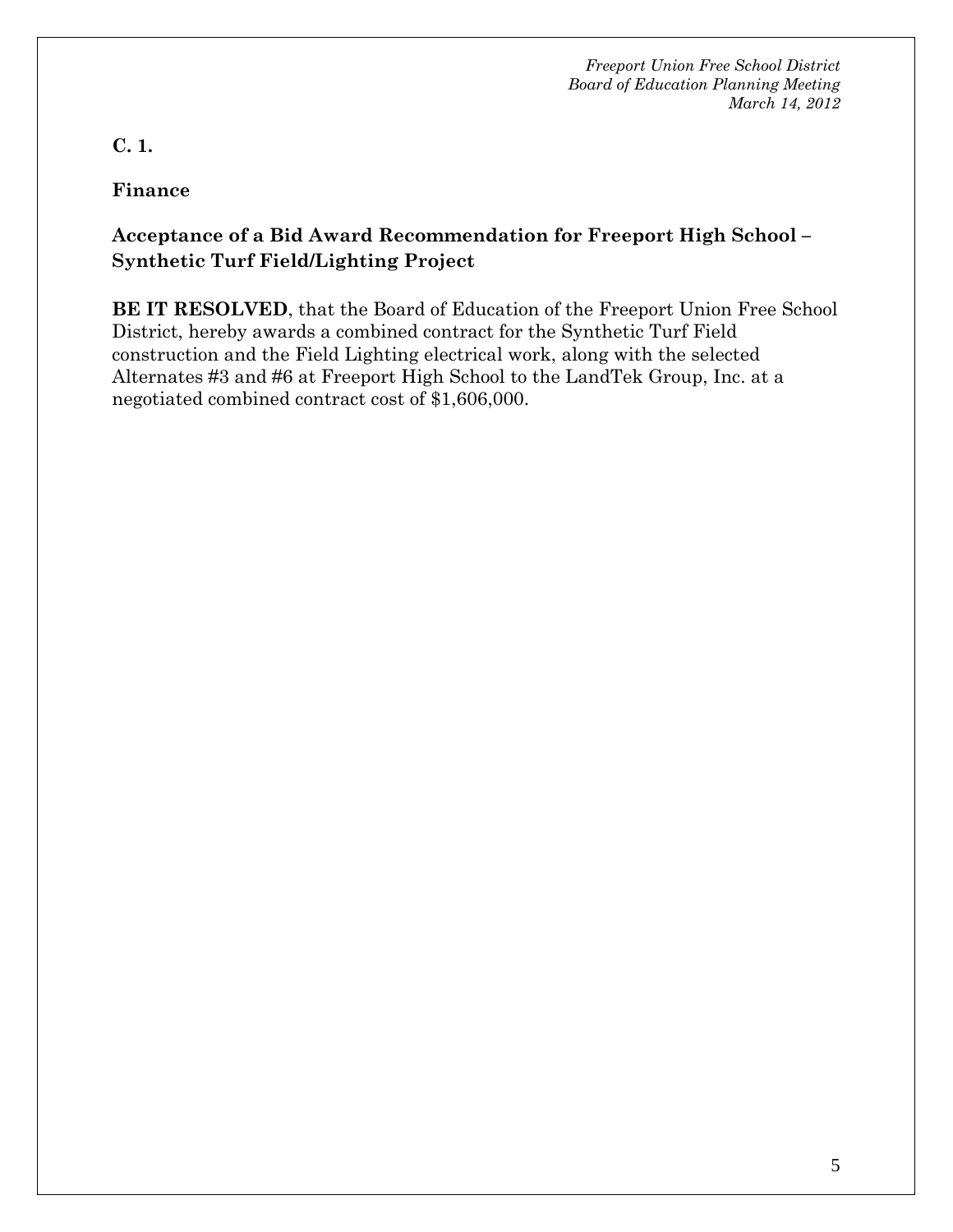**C. 1.**

**Finance**

**Acceptance of a Bid Award Recommendation for Freeport High School – Synthetic Turf Field/Lighting Project**

**BE IT RESOLVED**, that the Board of Education of the Freeport Union Free School District, hereby awards a combined contract for the Synthetic Turf Field construction and the Field Lighting electrical work, along with the selected Alternates #3 and #6 at Freeport High School to the LandTek Group, Inc. at a negotiated combined contract cost of $1,606,000.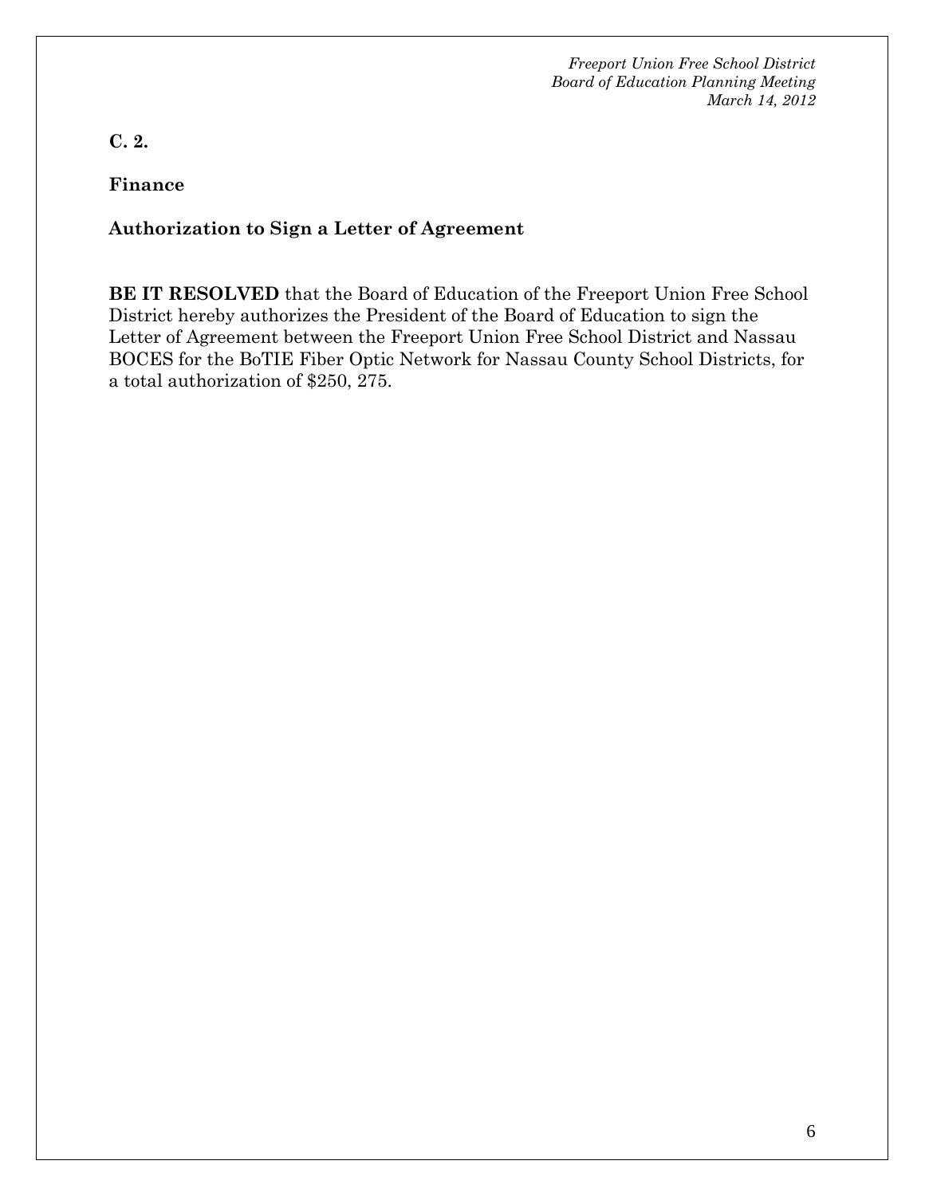**C. 2.**

**Finance**

**Authorization to Sign a Letter of Agreement**

**BE IT RESOLVED** that the Board of Education of the Freeport Union Free School District hereby authorizes the President of the Board of Education to sign the Letter of Agreement between the Freeport Union Free School District and Nassau BOCES for the BoTIE Fiber Optic Network for Nassau County School Districts, for a total authorization of $250, 275.